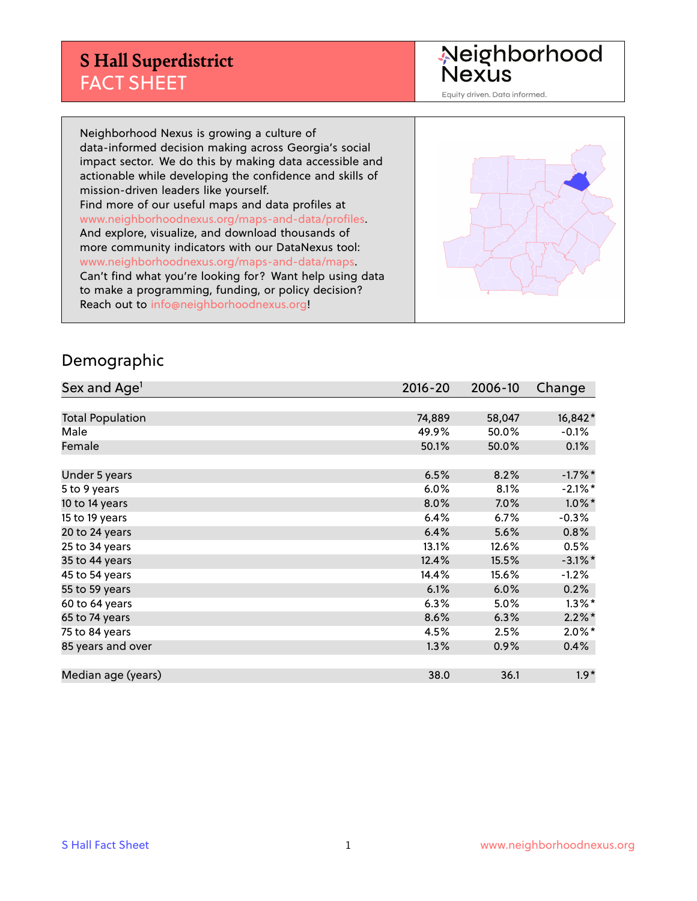# S Hall Superdistrict
## FACT SHEET

Neighborhood Nexus
Equity driven. Data informed.

Neighborhood Nexus is growing a culture of data-informed decision making across Georgia's social impact sector. We do this by making data accessible and actionable while developing the confidence and skills of mission-driven leaders like yourself.
Find more of our useful maps and data profiles at www.neighborhoodnexus.org/maps-and-data/profiles.
And explore, visualize, and download thousands of more community indicators with our DataNexus tool: www.neighborhoodnexus.org/maps-and-data/maps.
Can't find what you're looking for? Want help using data to make a programming, funding, or policy decision?
Reach out to info@neighborhoodnexus.org!

## Demographic

| Sex and Age[1] | 2016-20 | 2006-10 | Change |
|---|---|---|---|
| Total Population | 74,889 | 58,047 | 16,842* |
| Male | 49.9% | 50.0% | -0.1% |
| Female | 50.1% | 50.0% | 0.1% |
| | | | |
| Under 5 years | 6.5% | 8.2% | -1.7%* |
| 5 to 9 years | 6.0% | 8.1% | -2.1%* |
| 10 to 14 years | 8.0% | 7.0% | 1.0%* |
| 15 to 19 years | 6.4% | 6.7% | -0.3% |
| 20 to 24 years | 6.4% | 5.6% | 0.8% |
| 25 to 34 years | 13.1% | 12.6% | 0.5% |
| 35 to 44 years | 12.4% | 15.5% | -3.1%* |
| 45 to 54 years | 14.4% | 15.6% | -1.2% |
| 55 to 59 years | 6.1% | 6.0% | 0.2% |
| 60 to 64 years | 6.3% | 5.0% | 1.3%* |
| 65 to 74 years | 8.6% | 6.3% | 2.2%* |
| 75 to 84 years | 4.5% | 2.5% | 2.0%* |
| 85 years and over | 1.3% | 0.9% | 0.4% |
| | | | |
| Median age (years) | 38.0 | 36.1 | 1.9* |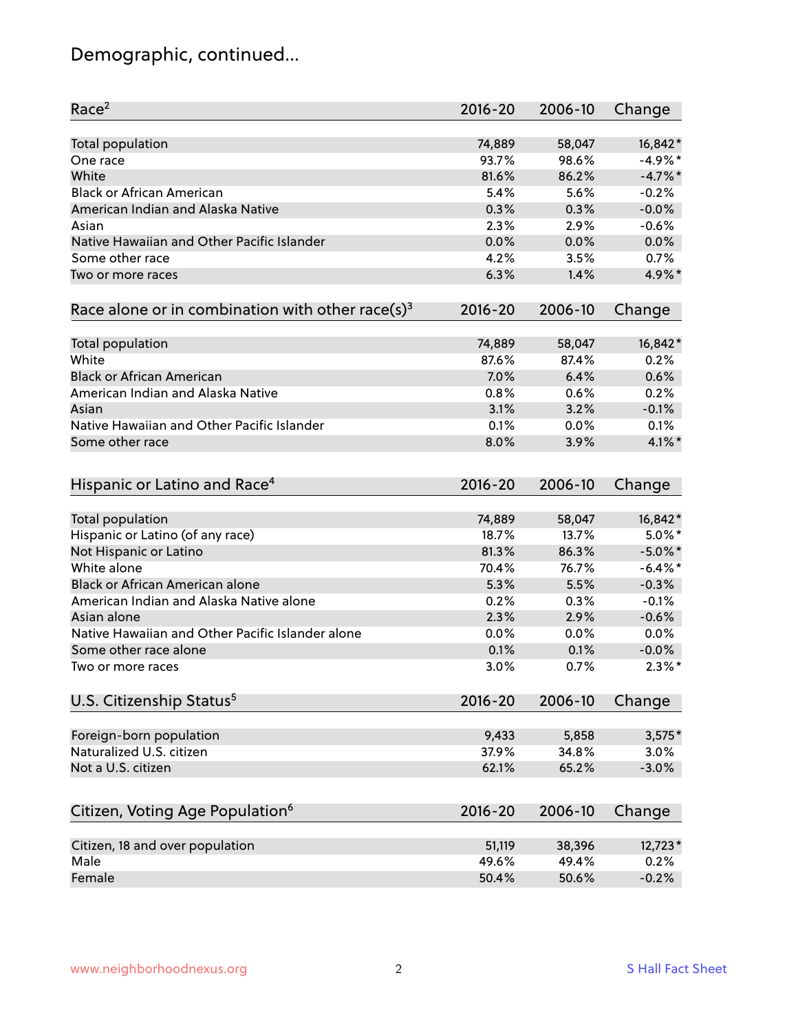# Demographic, continued...

| Race[2] | 2016-20 | 2006-10 | Change |
|---|---|---|---|
| Total population | 74,889 | 58,047 | 16,842* |
| One race | 93.7% | 98.6% | -4.9%* |
| White | 81.6% | 86.2% | -4.7%* |
| Black or African American | 5.4% | 5.6% | -0.2% |
| American Indian and Alaska Native | 0.3% | 0.3% | -0.0% |
| Asian | 2.3% | 2.9% | -0.6% |
| Native Hawaiian and Other Pacific Islander | 0.0% | 0.0% | 0.0% |
| Some other race | 4.2% | 3.5% | 0.7% |
| Two or more races | 6.3% | 1.4% | 4.9%* |

| Race alone or in combination with other race(s)[3] | 2016-20 | 2006-10 | Change |
|---|---|---|---|
| Total population | 74,889 | 58,047 | 16,842* |
| White | 87.6% | 87.4% | 0.2% |
| Black or African American | 7.0% | 6.4% | 0.6% |
| American Indian and Alaska Native | 0.8% | 0.6% | 0.2% |
| Asian | 3.1% | 3.2% | -0.1% |
| Native Hawaiian and Other Pacific Islander | 0.1% | 0.0% | 0.1% |
| Some other race | 8.0% | 3.9% | 4.1%* |

| Hispanic or Latino and Race[4] | 2016-20 | 2006-10 | Change |
|---|---|---|---|
| Total population | 74,889 | 58,047 | 16,842* |
| Hispanic or Latino (of any race) | 18.7% | 13.7% | 5.0%* |
| Not Hispanic or Latino | 81.3% | 86.3% | -5.0%* |
| White alone | 70.4% | 76.7% | -6.4%* |
| Black or African American alone | 5.3% | 5.5% | -0.3% |
| American Indian and Alaska Native alone | 0.2% | 0.3% | -0.1% |
| Asian alone | 2.3% | 2.9% | -0.6% |
| Native Hawaiian and Other Pacific Islander alone | 0.0% | 0.0% | 0.0% |
| Some other race alone | 0.1% | 0.1% | -0.0% |
| Two or more races | 3.0% | 0.7% | 2.3%* |

| U.S. Citizenship Status[5] | 2016-20 | 2006-10 | Change |
|---|---|---|---|
| Foreign-born population | 9,433 | 5,858 | 3,575* |
| Naturalized U.S. citizen | 37.9% | 34.8% | 3.0% |
| Not a U.S. citizen | 62.1% | 65.2% | -3.0% |

| Citizen, Voting Age Population[6] | 2016-20 | 2006-10 | Change |
|---|---|---|---|
| Citizen, 18 and over population | 51,119 | 38,396 | 12,723* |
| Male | 49.6% | 49.4% | 0.2% |
| Female | 50.4% | 50.6% | -0.2% |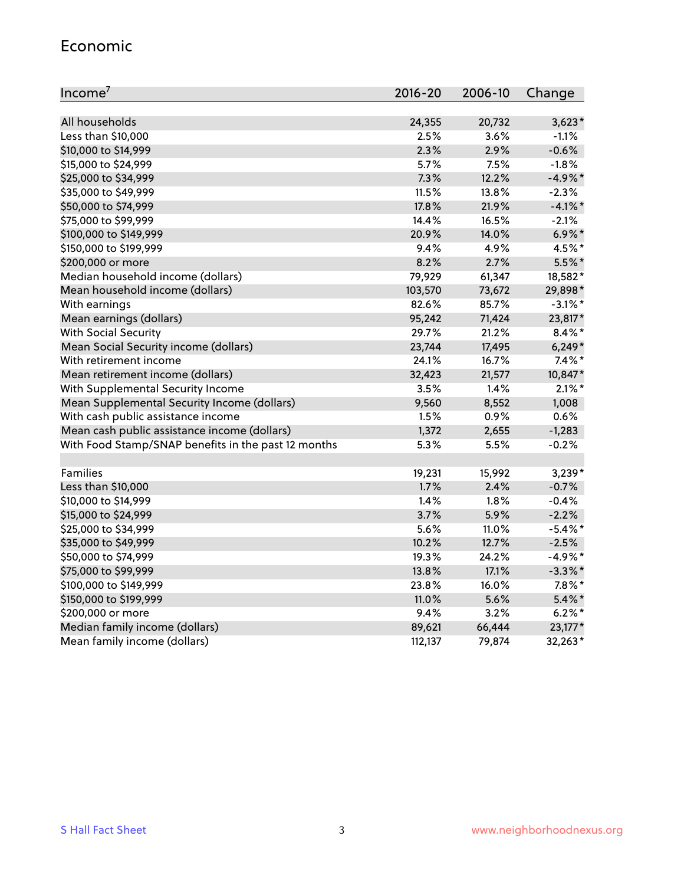## Economic

| Income[7] | 2016-20 | 2006-10 | Change |
|---|---|---|---|
| All households | 24,355 | 20,732 | 3,623* |
| Less than $10,000 | 2.5% | 3.6% | -1.1% |
| $10,000 to $14,999 | 2.3% | 2.9% | -0.6% |
| $15,000 to $24,999 | 5.7% | 7.5% | -1.8% |
| $25,000 to $34,999 | 7.3% | 12.2% | -4.9%* |
| $35,000 to $49,999 | 11.5% | 13.8% | -2.3% |
| $50,000 to $74,999 | 17.8% | 21.9% | -4.1%* |
| $75,000 to $99,999 | 14.4% | 16.5% | -2.1% |
| $100,000 to $149,999 | 20.9% | 14.0% | 6.9%* |
| $150,000 to $199,999 | 9.4% | 4.9% | 4.5%* |
| $200,000 or more | 8.2% | 2.7% | 5.5%* |
| Median household income (dollars) | 79,929 | 61,347 | 18,582* |
| Mean household income (dollars) | 103,570 | 73,672 | 29,898* |
| With earnings | 82.6% | 85.7% | -3.1%* |
| Mean earnings (dollars) | 95,242 | 71,424 | 23,817* |
| With Social Security | 29.7% | 21.2% | 8.4%* |
| Mean Social Security income (dollars) | 23,744 | 17,495 | 6,249* |
| With retirement income | 24.1% | 16.7% | 7.4%* |
| Mean retirement income (dollars) | 32,423 | 21,577 | 10,847* |
| With Supplemental Security Income | 3.5% | 1.4% | 2.1%* |
| Mean Supplemental Security Income (dollars) | 9,560 | 8,552 | 1,008 |
| With cash public assistance income | 1.5% | 0.9% | 0.6% |
| Mean cash public assistance income (dollars) | 1,372 | 2,655 | -1,283 |
| With Food Stamp/SNAP benefits in the past 12 months | 5.3% | 5.5% | -0.2% |
| | | | |
| Families | 19,231 | 15,992 | 3,239* |
| Less than $10,000 | 1.7% | 2.4% | -0.7% |
| $10,000 to $14,999 | 1.4% | 1.8% | -0.4% |
| $15,000 to $24,999 | 3.7% | 5.9% | -2.2% |
| $25,000 to $34,999 | 5.6% | 11.0% | -5.4%* |
| $35,000 to $49,999 | 10.2% | 12.7% | -2.5% |
| $50,000 to $74,999 | 19.3% | 24.2% | -4.9%* |
| $75,000 to $99,999 | 13.8% | 17.1% | -3.3%* |
| $100,000 to $149,999 | 23.8% | 16.0% | 7.8%* |
| $150,000 to $199,999 | 11.0% | 5.6% | 5.4%* |
| $200,000 or more | 9.4% | 3.2% | 6.2%* |
| Median family income (dollars) | 89,621 | 66,444 | 23,177* |
| Mean family income (dollars) | 112,137 | 79,874 | 32,263* |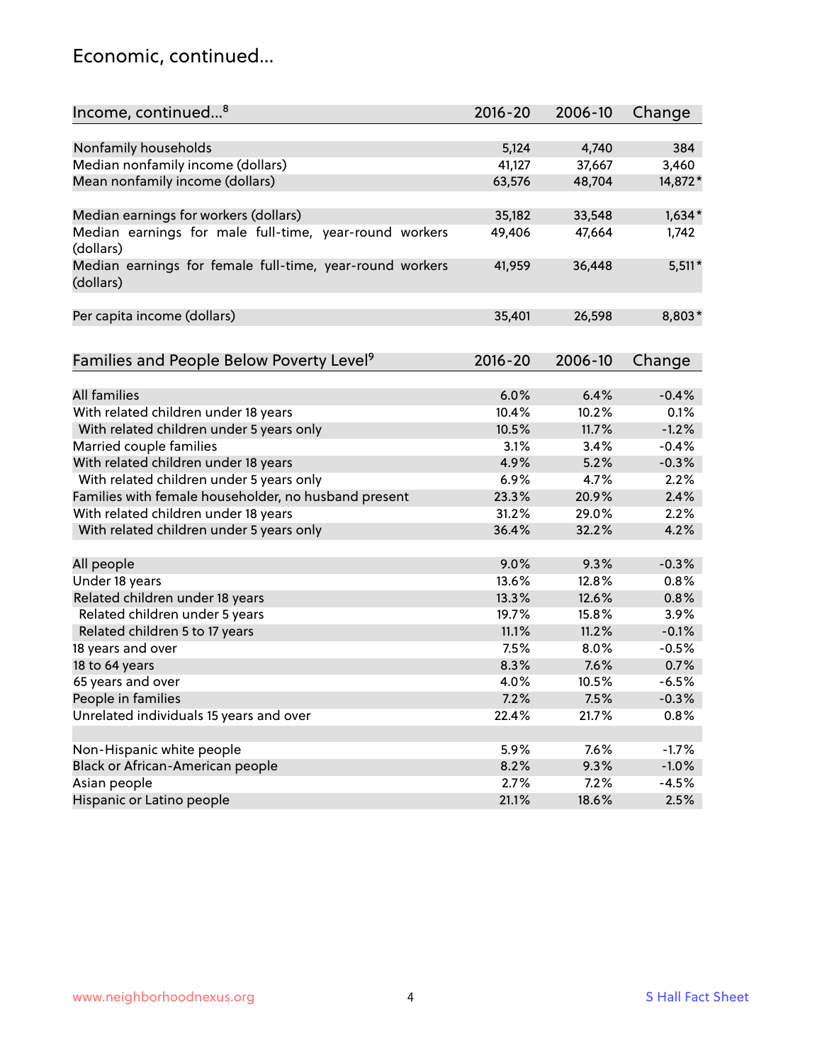# Economic, continued...

| Income, continued...[8] | 2016-20 | 2006-10 | Change |
|---|---|---|---|
| Nonfamily households | 5,124 | 4,740 | 384 |
| Median nonfamily income (dollars) | 41,127 | 37,667 | 3,460 |
| Mean nonfamily income (dollars) | 63,576 | 48,704 | 14,872* |
| Median earnings for workers (dollars) | 35,182 | 33,548 | 1,634* |
| Median earnings for male full-time, year-round workers (dollars) | 49,406 | 47,664 | 1,742 |
| Median earnings for female full-time, year-round workers (dollars) | 41,959 | 36,448 | 5,511* |
| Per capita income (dollars) | 35,401 | 26,598 | 8,803* |

| Families and People Below Poverty Level[9] | 2016-20 | 2006-10 | Change |
|---|---|---|---|
| All families | 6.0% | 6.4% | -0.4% |
| With related children under 18 years | 10.4% | 10.2% | 0.1% |
| With related children under 5 years only | 10.5% | 11.7% | -1.2% |
| Married couple families | 3.1% | 3.4% | -0.4% |
| With related children under 18 years | 4.9% | 5.2% | -0.3% |
| With related children under 5 years only | 6.9% | 4.7% | 2.2% |
| Families with female householder, no husband present | 23.3% | 20.9% | 2.4% |
| With related children under 18 years | 31.2% | 29.0% | 2.2% |
| With related children under 5 years only | 36.4% | 32.2% | 4.2% |
| All people | 9.0% | 9.3% | -0.3% |
| Under 18 years | 13.6% | 12.8% | 0.8% |
| Related children under 18 years | 13.3% | 12.6% | 0.8% |
| Related children under 5 years | 19.7% | 15.8% | 3.9% |
| Related children 5 to 17 years | 11.1% | 11.2% | -0.1% |
| 18 years and over | 7.5% | 8.0% | -0.5% |
| 18 to 64 years | 8.3% | 7.6% | 0.7% |
| 65 years and over | 4.0% | 10.5% | -6.5% |
| People in families | 7.2% | 7.5% | -0.3% |
| Unrelated individuals 15 years and over | 22.4% | 21.7% | 0.8% |
| Non-Hispanic white people | 5.9% | 7.6% | -1.7% |
| Black or African-American people | 8.2% | 9.3% | -1.0% |
| Asian people | 2.7% | 7.2% | -4.5% |
| Hispanic or Latino people | 21.1% | 18.6% | 2.5% |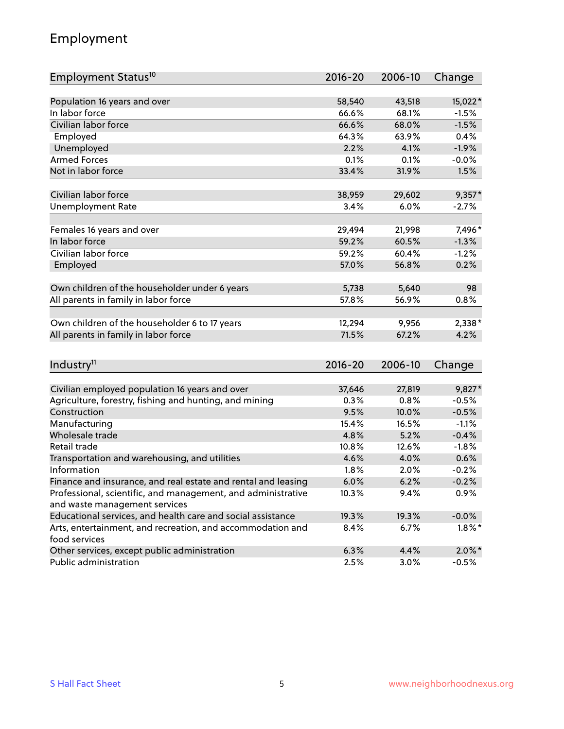# Employment

| Employment Status[10] | 2016-20 | 2006-10 | Change |
|---|---|---|---|
| Population 16 years and over | 58,540 | 43,518 | 15,022* |
| In labor force | 66.6% | 68.1% | -1.5% |
| Civilian labor force | 66.6% | 68.0% | -1.5% |
| Employed | 64.3% | 63.9% | 0.4% |
| Unemployed | 2.2% | 4.1% | -1.9% |
| Armed Forces | 0.1% | 0.1% | -0.0% |
| Not in labor force | 33.4% | 31.9% | 1.5% |
| | | | |
| Civilian labor force | 38,959 | 29,602 | 9,357* |
| Unemployment Rate | 3.4% | 6.0% | -2.7% |
| | | | |
| Females 16 years and over | 29,494 | 21,998 | 7,496* |
| In labor force | 59.2% | 60.5% | -1.3% |
| Civilian labor force | 59.2% | 60.4% | -1.2% |
| Employed | 57.0% | 56.8% | 0.2% |
| | | | |
| Own children of the householder under 6 years | 5,738 | 5,640 | 98 |
| All parents in family in labor force | 57.8% | 56.9% | 0.8% |
| | | | |
| Own children of the householder 6 to 17 years | 12,294 | 9,956 | 2,338* |
| All parents in family in labor force | 71.5% | 67.2% | 4.2% |

| Industry[11] | 2016-20 | 2006-10 | Change |
|---|---|---|---|
| Civilian employed population 16 years and over | 37,646 | 27,819 | 9,827* |
| Agriculture, forestry, fishing and hunting, and mining | 0.3% | 0.8% | -0.5% |
| Construction | 9.5% | 10.0% | -0.5% |
| Manufacturing | 15.4% | 16.5% | -1.1% |
| Wholesale trade | 4.8% | 5.2% | -0.4% |
| Retail trade | 10.8% | 12.6% | -1.8% |
| Transportation and warehousing, and utilities | 4.6% | 4.0% | 0.6% |
| Information | 1.8% | 2.0% | -0.2% |
| Finance and insurance, and real estate and rental and leasing | 6.0% | 6.2% | -0.2% |
| Professional, scientific, and management, and administrative and waste management services | 10.3% | 9.4% | 0.9% |
| Educational services, and health care and social assistance | 19.3% | 19.3% | -0.0% |
| Arts, entertainment, and recreation, and accommodation and food services | 8.4% | 6.7% | 1.8%* |
| Other services, except public administration | 6.3% | 4.4% | 2.0%* |
| Public administration | 2.5% | 3.0% | -0.5% |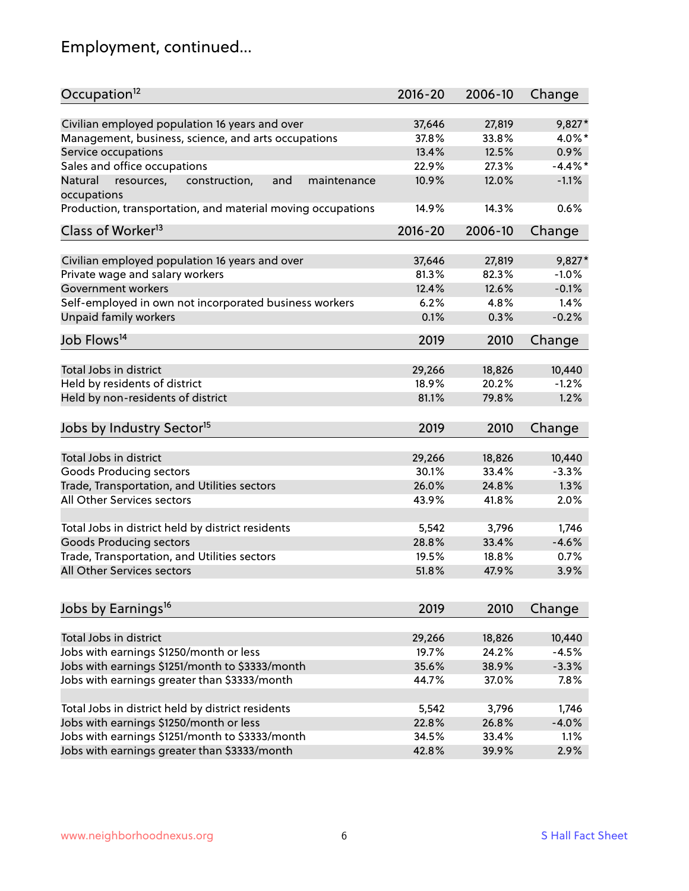# Employment, continued...

| Occupation[12] | 2016-20 | 2006-10 | Change |
|---|---|---|---|
| Civilian employed population 16 years and over | 37,646 | 27,819 | 9,827* |
| Management, business, science, and arts occupations | 37.8% | 33.8% | 4.0%* |
| Service occupations | 13.4% | 12.5% | 0.9% |
| Sales and office occupations | 22.9% | 27.3% | -4.4%* |
| Natural resources, construction, and maintenance occupations | 10.9% | 12.0% | -1.1% |
| Production, transportation, and material moving occupations | 14.9% | 14.3% | 0.6% |

| Class of Worker[13] | 2016-20 | 2006-10 | Change |
|---|---|---|---|
| Civilian employed population 16 years and over | 37,646 | 27,819 | 9,827* |
| Private wage and salary workers | 81.3% | 82.3% | -1.0% |
| Government workers | 12.4% | 12.6% | -0.1% |
| Self-employed in own not incorporated business workers | 6.2% | 4.8% | 1.4% |
| Unpaid family workers | 0.1% | 0.3% | -0.2% |

| Job Flows[14] | 2019 | 2010 | Change |
|---|---|---|---|
| Total Jobs in district | 29,266 | 18,826 | 10,440 |
| Held by residents of district | 18.9% | 20.2% | -1.2% |
| Held by non-residents of district | 81.1% | 79.8% | 1.2% |

| Jobs by Industry Sector[15] | 2019 | 2010 | Change |
|---|---|---|---|
| Total Jobs in district | 29,266 | 18,826 | 10,440 |
| Goods Producing sectors | 30.1% | 33.4% | -3.3% |
| Trade, Transportation, and Utilities sectors | 26.0% | 24.8% | 1.3% |
| All Other Services sectors | 43.9% | 41.8% | 2.0% |
| | | | |
| Total Jobs in district held by district residents | 5,542 | 3,796 | 1,746 |
| Goods Producing sectors | 28.8% | 33.4% | -4.6% |
| Trade, Transportation, and Utilities sectors | 19.5% | 18.8% | 0.7% |
| All Other Services sectors | 51.8% | 47.9% | 3.9% |

| Jobs by Earnings[16] | 2019 | 2010 | Change |
|---|---|---|---|
| Total Jobs in district | 29,266 | 18,826 | 10,440 |
| Jobs with earnings $1250/month or less | 19.7% | 24.2% | -4.5% |
| Jobs with earnings $1251/month to $3333/month | 35.6% | 38.9% | -3.3% |
| Jobs with earnings greater than $3333/month | 44.7% | 37.0% | 7.8% |
| | | | |
| Total Jobs in district held by district residents | 5,542 | 3,796 | 1,746 |
| Jobs with earnings $1250/month or less | 22.8% | 26.8% | -4.0% |
| Jobs with earnings $1251/month to $3333/month | 34.5% | 33.4% | 1.1% |
| Jobs with earnings greater than $3333/month | 42.8% | 39.9% | 2.9% |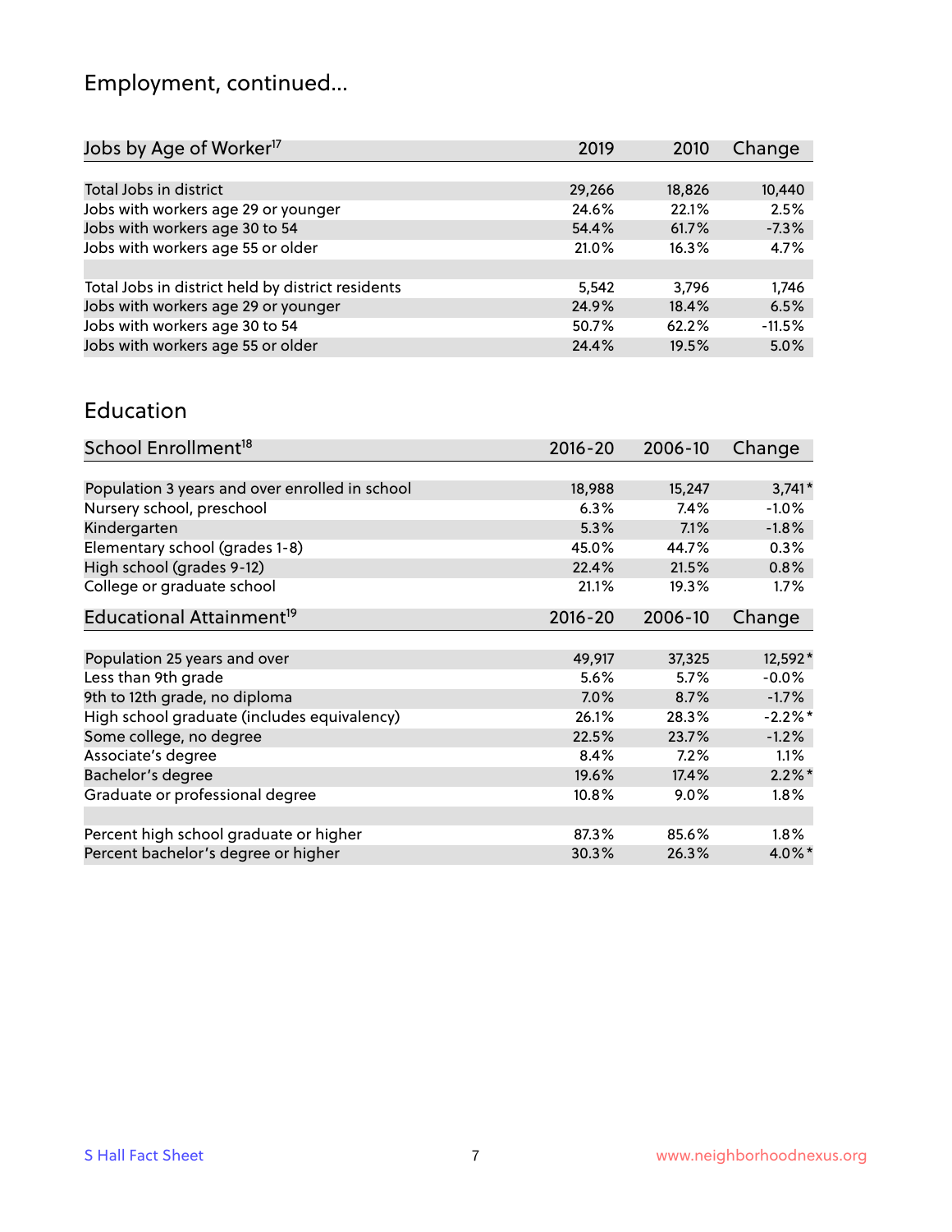# Employment, continued...

| Jobs by Age of Worker[17] | 2019 | 2010 | Change |
|---|---|---|---|
| | | | |
| Total Jobs in district | 29,266 | 18,826 | 10,440 |
| Jobs with workers age 29 or younger | 24.6% | 22.1% | 2.5% |
| Jobs with workers age 30 to 54 | 54.4% | 61.7% | -7.3% |
| Jobs with workers age 55 or older | 21.0% | 16.3% | 4.7% |
| | | | |
| Total Jobs in district held by district residents | 5,542 | 3,796 | 1,746 |
| Jobs with workers age 29 or younger | 24.9% | 18.4% | 6.5% |
| Jobs with workers age 30 to 54 | 50.7% | 62.2% | -11.5% |
| Jobs with workers age 55 or older | 24.4% | 19.5% | 5.0% |

## Education

| School Enrollment[18] | 2016-20 | 2006-10 | Change |
|---|---|---|---|
| | | | |
| Population 3 years and over enrolled in school | 18,988 | 15,247 | 3,741* |
| Nursery school, preschool | 6.3% | 7.4% | -1.0% |
| Kindergarten | 5.3% | 7.1% | -1.8% |
| Elementary school (grades 1-8) | 45.0% | 44.7% | 0.3% |
| High school (grades 9-12) | 22.4% | 21.5% | 0.8% |
| College or graduate school | 21.1% | 19.3% | 1.7% |

| Educational Attainment[19] | 2016-20 | 2006-10 | Change |
|---|---|---|---|
| | | | |
| Population 25 years and over | 49,917 | 37,325 | 12,592* |
| Less than 9th grade | 5.6% | 5.7% | -0.0% |
| 9th to 12th grade, no diploma | 7.0% | 8.7% | -1.7% |
| High school graduate (includes equivalency) | 26.1% | 28.3% | -2.2%* |
| Some college, no degree | 22.5% | 23.7% | -1.2% |
| Associate's degree | 8.4% | 7.2% | 1.1% |
| Bachelor's degree | 19.6% | 17.4% | 2.2%* |
| Graduate or professional degree | 10.8% | 9.0% | 1.8% |
| | | | |
| Percent high school graduate or higher | 87.3% | 85.6% | 1.8% |
| Percent bachelor's degree or higher | 30.3% | 26.3% | 4.0%* |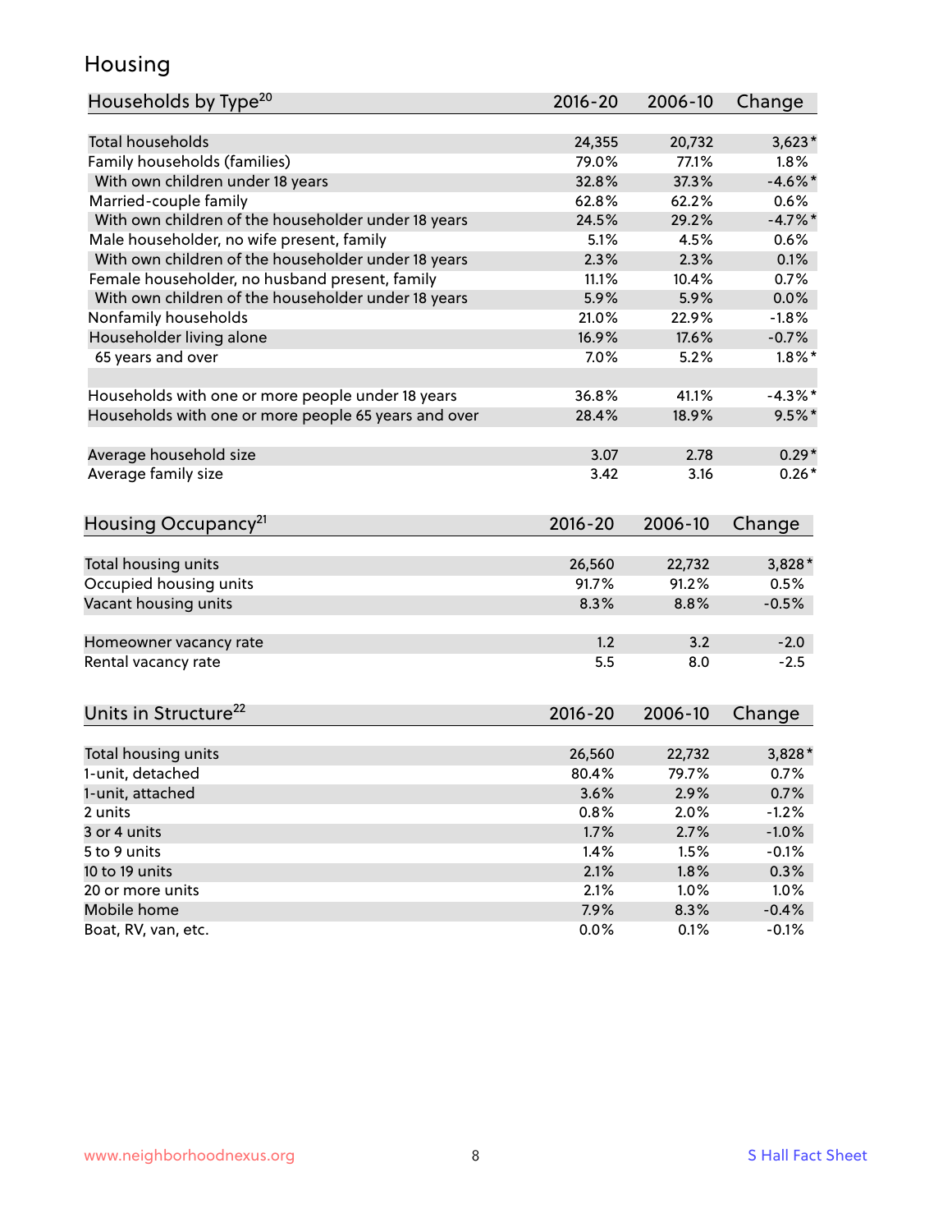## Housing

| Households by Type[20] | 2016-20 | 2006-10 | Change |
|---|---|---|---|
| Total households | 24,355 | 20,732 | 3,623* |
| Family households (families) | 79.0% | 77.1% | 1.8% |
| With own children under 18 years | 32.8% | 37.3% | -4.6%* |
| Married-couple family | 62.8% | 62.2% | 0.6% |
| With own children of the householder under 18 years | 24.5% | 29.2% | -4.7%* |
| Male householder, no wife present, family | 5.1% | 4.5% | 0.6% |
| With own children of the householder under 18 years | 2.3% | 2.3% | 0.1% |
| Female householder, no husband present, family | 11.1% | 10.4% | 0.7% |
| With own children of the householder under 18 years | 5.9% | 5.9% | 0.0% |
| Nonfamily households | 21.0% | 22.9% | -1.8% |
| Householder living alone | 16.9% | 17.6% | -0.7% |
| 65 years and over | 7.0% | 5.2% | 1.8%* |
| | | | |
| Households with one or more people under 18 years | 36.8% | 41.1% | -4.3%* |
| Households with one or more people 65 years and over | 28.4% | 18.9% | 9.5%* |
| | | | |
| Average household size | 3.07 | 2.78 | 0.29* |
| Average family size | 3.42 | 3.16 | 0.26* |

| Housing Occupancy[21] | 2016-20 | 2006-10 | Change |
|---|---|---|---|
| Total housing units | 26,560 | 22,732 | 3,828* |
| Occupied housing units | 91.7% | 91.2% | 0.5% |
| Vacant housing units | 8.3% | 8.8% | -0.5% |
| | | | |
| Homeowner vacancy rate | 1.2 | 3.2 | -2.0 |
| Rental vacancy rate | 5.5 | 8.0 | -2.5 |

| Units in Structure[22] | 2016-20 | 2006-10 | Change |
|---|---|---|---|
| Total housing units | 26,560 | 22,732 | 3,828* |
| 1-unit, detached | 80.4% | 79.7% | 0.7% |
| 1-unit, attached | 3.6% | 2.9% | 0.7% |
| 2 units | 0.8% | 2.0% | -1.2% |
| 3 or 4 units | 1.7% | 2.7% | -1.0% |
| 5 to 9 units | 1.4% | 1.5% | -0.1% |
| 10 to 19 units | 2.1% | 1.8% | 0.3% |
| 20 or more units | 2.1% | 1.0% | 1.0% |
| Mobile home | 7.9% | 8.3% | -0.4% |
| Boat, RV, van, etc. | 0.0% | 0.1% | -0.1% |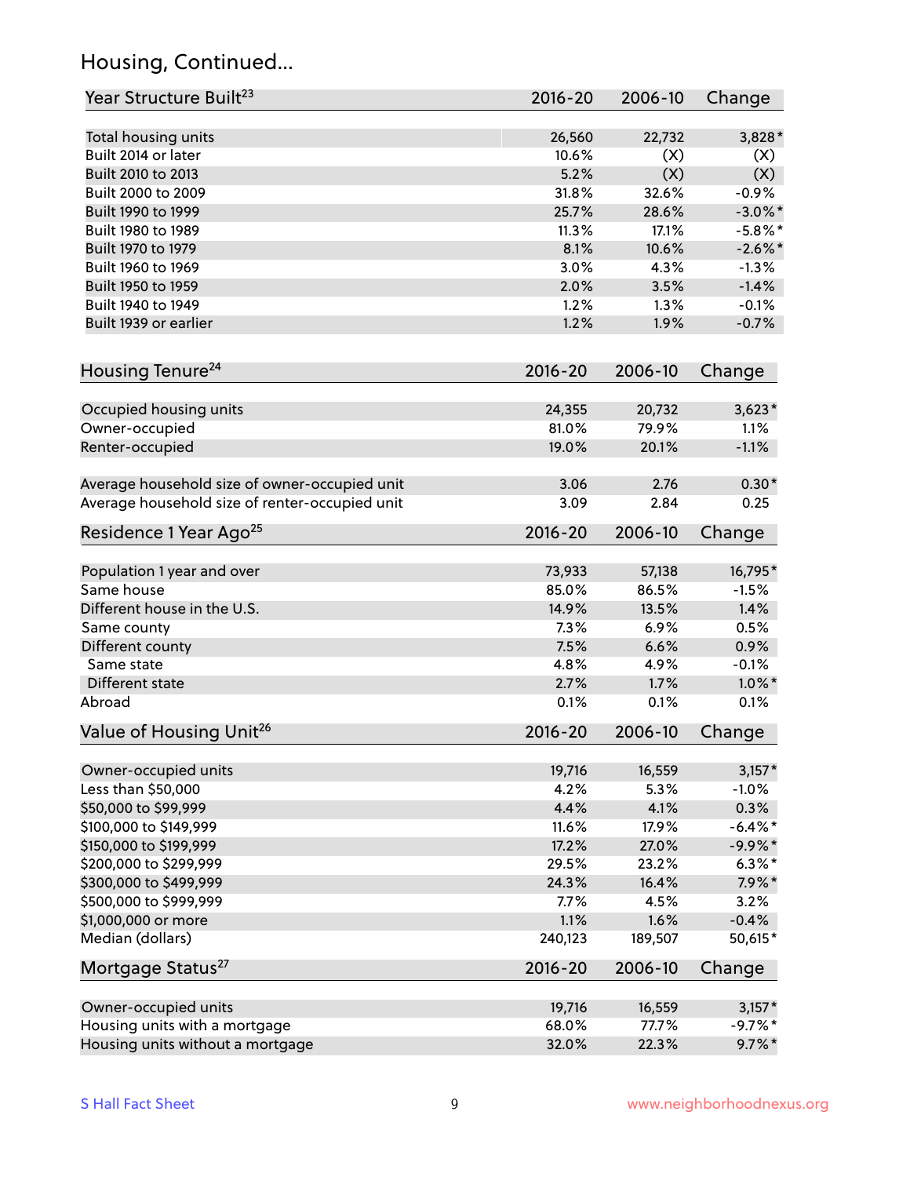## Housing, Continued...

| Year Structure Built[23] | 2016-20 | 2006-10 | Change |
|---|---|---|---|
| Total housing units | 26,560 | 22,732 | 3,828* |
| Built 2014 or later | 10.6% | (X) | (X) |
| Built 2010 to 2013 | 5.2% | (X) | (X) |
| Built 2000 to 2009 | 31.8% | 32.6% | -0.9% |
| Built 1990 to 1999 | 25.7% | 28.6% | -3.0%* |
| Built 1980 to 1989 | 11.3% | 17.1% | -5.8%* |
| Built 1970 to 1979 | 8.1% | 10.6% | -2.6%* |
| Built 1960 to 1969 | 3.0% | 4.3% | -1.3% |
| Built 1950 to 1959 | 2.0% | 3.5% | -1.4% |
| Built 1940 to 1949 | 1.2% | 1.3% | -0.1% |
| Built 1939 or earlier | 1.2% | 1.9% | -0.7% |

| Housing Tenure[24] | 2016-20 | 2006-10 | Change |
|---|---|---|---|
| Occupied housing units | 24,355 | 20,732 | 3,623* |
| Owner-occupied | 81.0% | 79.9% | 1.1% |
| Renter-occupied | 19.0% | 20.1% | -1.1% |
| Average household size of owner-occupied unit | 3.06 | 2.76 | 0.30* |
| Average household size of renter-occupied unit | 3.09 | 2.84 | 0.25 |

| Residence 1 Year Ago[25] | 2016-20 | 2006-10 | Change |
|---|---|---|---|
| Population 1 year and over | 73,933 | 57,138 | 16,795* |
| Same house | 85.0% | 86.5% | -1.5% |
| Different house in the U.S. | 14.9% | 13.5% | 1.4% |
| Same county | 7.3% | 6.9% | 0.5% |
| Different county | 7.5% | 6.6% | 0.9% |
| Same state | 4.8% | 4.9% | -0.1% |
| Different state | 2.7% | 1.7% | 1.0%* |
| Abroad | 0.1% | 0.1% | 0.1% |

| Value of Housing Unit[26] | 2016-20 | 2006-10 | Change |
|---|---|---|---|
| Owner-occupied units | 19,716 | 16,559 | 3,157* |
| Less than $50,000 | 4.2% | 5.3% | -1.0% |
| $50,000 to $99,999 | 4.4% | 4.1% | 0.3% |
| $100,000 to $149,999 | 11.6% | 17.9% | -6.4%* |
| $150,000 to $199,999 | 17.2% | 27.0% | -9.9%* |
| $200,000 to $299,999 | 29.5% | 23.2% | 6.3%* |
| $300,000 to $499,999 | 24.3% | 16.4% | 7.9%* |
| $500,000 to $999,999 | 7.7% | 4.5% | 3.2% |
| $1,000,000 or more | 1.1% | 1.6% | -0.4% |
| Median (dollars) | 240,123 | 189,507 | 50,615* |

| Mortgage Status[27] | 2016-20 | 2006-10 | Change |
|---|---|---|---|
| Owner-occupied units | 19,716 | 16,559 | 3,157* |
| Housing units with a mortgage | 68.0% | 77.7% | -9.7%* |
| Housing units without a mortgage | 32.0% | 22.3% | 9.7%* |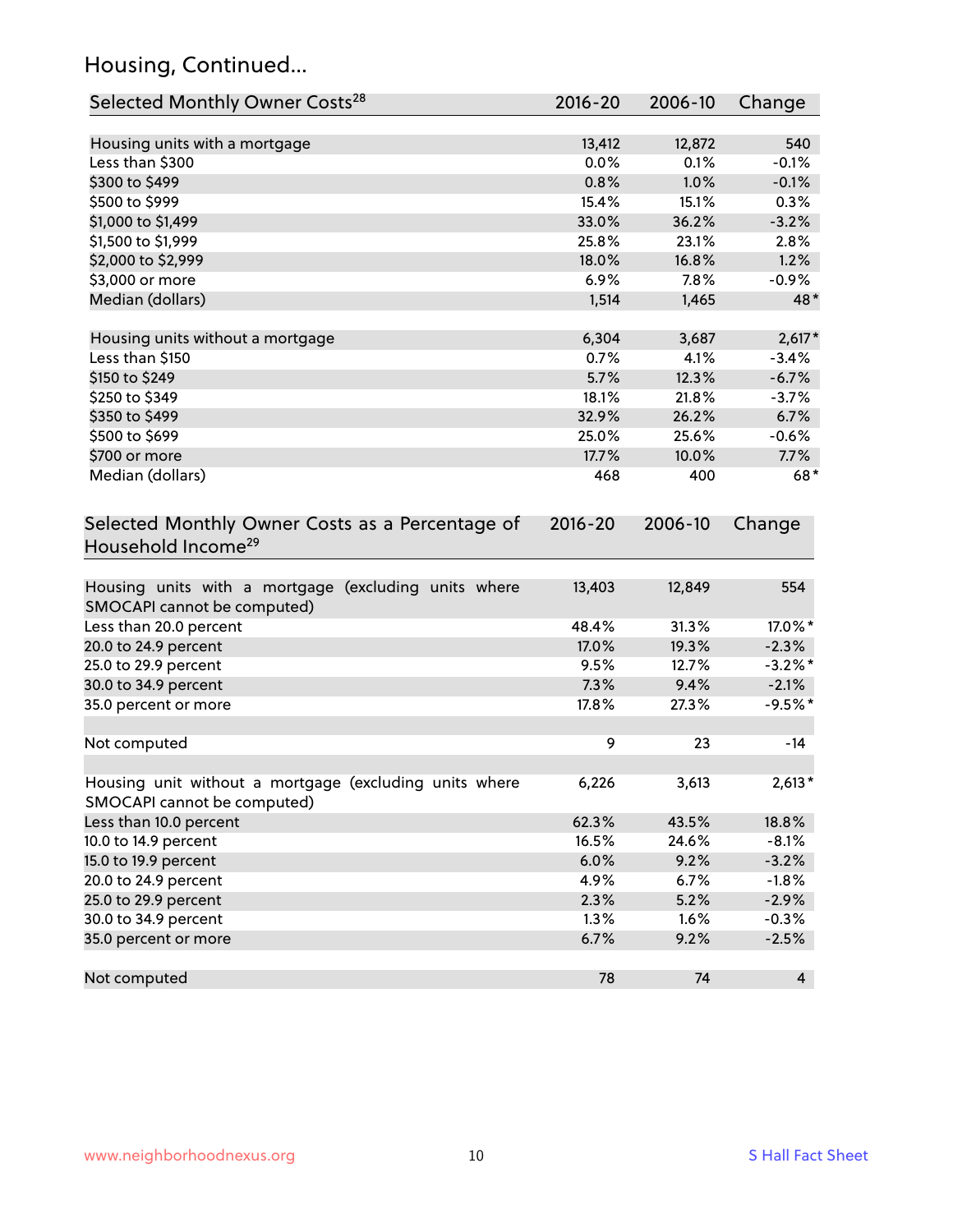## Housing, Continued...

| Selected Monthly Owner Costs[28] | 2016-20 | 2006-10 | Change |
|---|---|---|---|
| Housing units with a mortgage | 13,412 | 12,872 | 540 |
| Less than $300 | 0.0% | 0.1% | -0.1% |
| $300 to $499 | 0.8% | 1.0% | -0.1% |
| $500 to $999 | 15.4% | 15.1% | 0.3% |
| $1,000 to $1,499 | 33.0% | 36.2% | -3.2% |
| $1,500 to $1,999 | 25.8% | 23.1% | 2.8% |
| $2,000 to $2,999 | 18.0% | 16.8% | 1.2% |
| $3,000 or more | 6.9% | 7.8% | -0.9% |
| Median (dollars) | 1,514 | 1,465 | 48* |
| Housing units without a mortgage | 6,304 | 3,687 | 2,617* |
| Less than $150 | 0.7% | 4.1% | -3.4% |
| $150 to $249 | 5.7% | 12.3% | -6.7% |
| $250 to $349 | 18.1% | 21.8% | -3.7% |
| $350 to $499 | 32.9% | 26.2% | 6.7% |
| $500 to $699 | 25.0% | 25.6% | -0.6% |
| $700 or more | 17.7% | 10.0% | 7.7% |
| Median (dollars) | 468 | 400 | 68* |

| Selected Monthly Owner Costs as a Percentage of Household Income[29] | 2016-20 | 2006-10 | Change |
|---|---|---|---|
| Housing units with a mortgage (excluding units where SMOCAPI cannot be computed) | 13,403 | 12,849 | 554 |
| Less than 20.0 percent | 48.4% | 31.3% | 17.0%* |
| 20.0 to 24.9 percent | 17.0% | 19.3% | -2.3% |
| 25.0 to 29.9 percent | 9.5% | 12.7% | -3.2%* |
| 30.0 to 34.9 percent | 7.3% | 9.4% | -2.1% |
| 35.0 percent or more | 17.8% | 27.3% | -9.5%* |
| Not computed | 9 | 23 | -14 |
| Housing unit without a mortgage (excluding units where SMOCAPI cannot be computed) | 6,226 | 3,613 | 2,613* |
| Less than 10.0 percent | 62.3% | 43.5% | 18.8% |
| 10.0 to 14.9 percent | 16.5% | 24.6% | -8.1% |
| 15.0 to 19.9 percent | 6.0% | 9.2% | -3.2% |
| 20.0 to 24.9 percent | 4.9% | 6.7% | -1.8% |
| 25.0 to 29.9 percent | 2.3% | 5.2% | -2.9% |
| 30.0 to 34.9 percent | 1.3% | 1.6% | -0.3% |
| 35.0 percent or more | 6.7% | 9.2% | -2.5% |
| Not computed | 78 | 74 | 4 |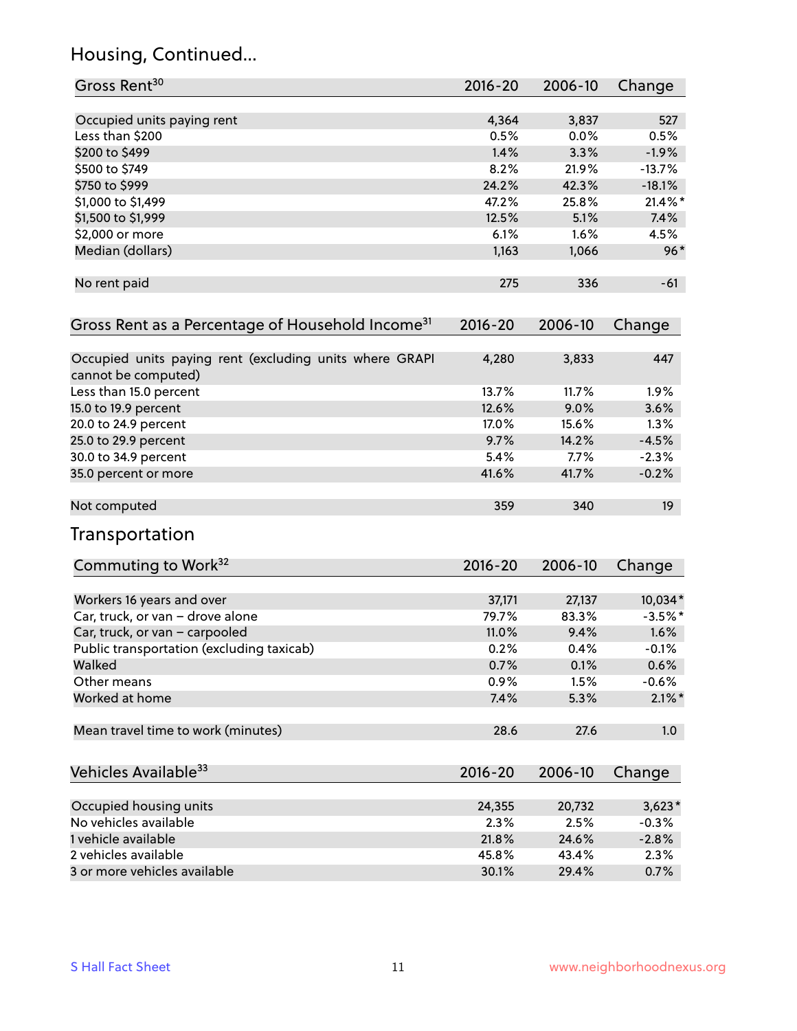## Housing, Continued...

| Gross Rent[30] | 2016-20 | 2006-10 | Change |
|---|---|---|---|
| Occupied units paying rent | 4,364 | 3,837 | 527 |
| Less than $200 | 0.5% | 0.0% | 0.5% |
| $200 to $499 | 1.4% | 3.3% | -1.9% |
| $500 to $749 | 8.2% | 21.9% | -13.7% |
| $750 to $999 | 24.2% | 42.3% | -18.1% |
| $1,000 to $1,499 | 47.2% | 25.8% | 21.4%* |
| $1,500 to $1,999 | 12.5% | 5.1% | 7.4% |
| $2,000 or more | 6.1% | 1.6% | 4.5% |
| Median (dollars) | 1,163 | 1,066 | 96* |
| No rent paid | 275 | 336 | -61 |

| Gross Rent as a Percentage of Household Income[31] | 2016-20 | 2006-10 | Change |
|---|---|---|---|
| Occupied units paying rent (excluding units where GRAPI cannot be computed) | 4,280 | 3,833 | 447 |
| Less than 15.0 percent | 13.7% | 11.7% | 1.9% |
| 15.0 to 19.9 percent | 12.6% | 9.0% | 3.6% |
| 20.0 to 24.9 percent | 17.0% | 15.6% | 1.3% |
| 25.0 to 29.9 percent | 9.7% | 14.2% | -4.5% |
| 30.0 to 34.9 percent | 5.4% | 7.7% | -2.3% |
| 35.0 percent or more | 41.6% | 41.7% | -0.2% |
| Not computed | 359 | 340 | 19 |

## Transportation

| Commuting to Work[32] | 2016-20 | 2006-10 | Change |
|---|---|---|---|
| Workers 16 years and over | 37,171 | 27,137 | 10,034* |
| Car, truck, or van – drove alone | 79.7% | 83.3% | -3.5%* |
| Car, truck, or van – carpooled | 11.0% | 9.4% | 1.6% |
| Public transportation (excluding taxicab) | 0.2% | 0.4% | -0.1% |
| Walked | 0.7% | 0.1% | 0.6% |
| Other means | 0.9% | 1.5% | -0.6% |
| Worked at home | 7.4% | 5.3% | 2.1%* |
| Mean travel time to work (minutes) | 28.6 | 27.6 | 1.0 |

| Vehicles Available[33] | 2016-20 | 2006-10 | Change |
|---|---|---|---|
| Occupied housing units | 24,355 | 20,732 | 3,623* |
| No vehicles available | 2.3% | 2.5% | -0.3% |
| 1 vehicle available | 21.8% | 24.6% | -2.8% |
| 2 vehicles available | 45.8% | 43.4% | 2.3% |
| 3 or more vehicles available | 30.1% | 29.4% | 0.7% |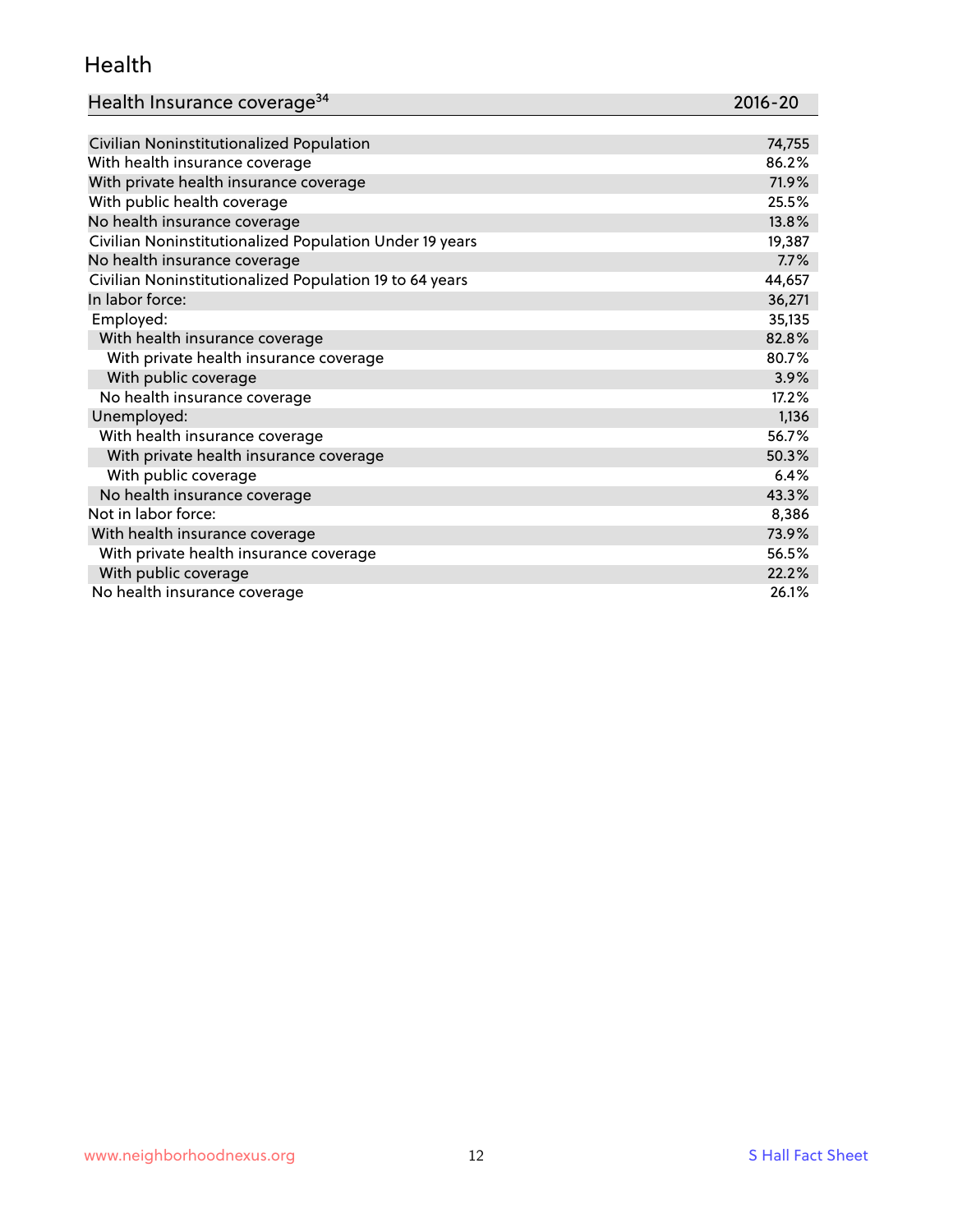## Health

| Health Insurance coverage[34] | 2016-20 |
|---|---|
| Civilian Noninstitutionalized Population | 74,755 |
| With health insurance coverage | 86.2% |
| With private health insurance coverage | 71.9% |
| With public health coverage | 25.5% |
| No health insurance coverage | 13.8% |
| Civilian Noninstitutionalized Population Under 19 years | 19,387 |
| No health insurance coverage | 7.7% |
| Civilian Noninstitutionalized Population 19 to 64 years | 44,657 |
| In labor force: | 36,271 |
| Employed: | 35,135 |
| With health insurance coverage | 82.8% |
| With private health insurance coverage | 80.7% |
| With public coverage | 3.9% |
| No health insurance coverage | 17.2% |
| Unemployed: | 1,136 |
| With health insurance coverage | 56.7% |
| With private health insurance coverage | 50.3% |
| With public coverage | 6.4% |
| No health insurance coverage | 43.3% |
| Not in labor force: | 8,386 |
| With health insurance coverage | 73.9% |
| With private health insurance coverage | 56.5% |
| With public coverage | 22.2% |
| No health insurance coverage | 26.1% |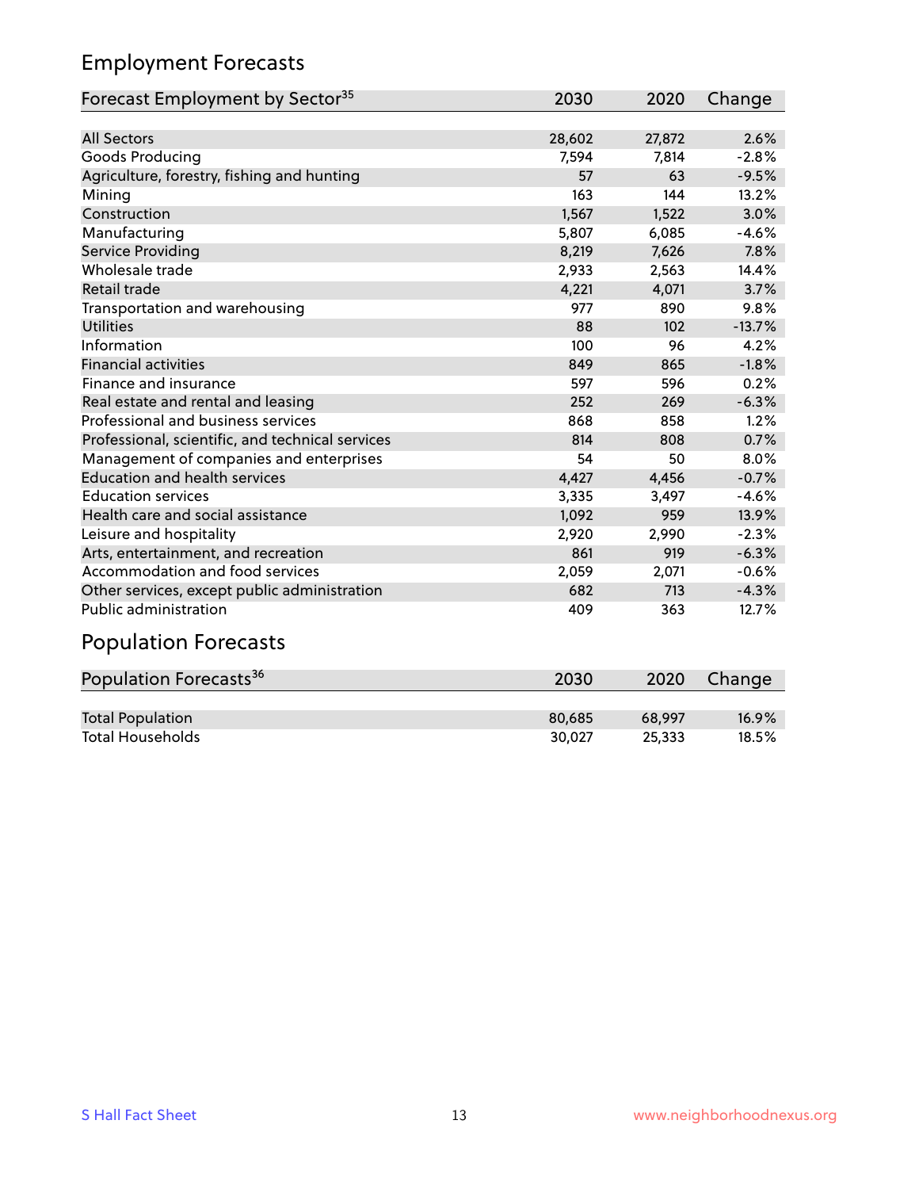## Employment Forecasts

| Forecast Employment by Sector[35] | 2030 | 2020 | Change |
|---|---|---|---|
| All Sectors | 28,602 | 27,872 | 2.6% |
| Goods Producing | 7,594 | 7,814 | -2.8% |
| Agriculture, forestry, fishing and hunting | 57 | 63 | -9.5% |
| Mining | 163 | 144 | 13.2% |
| Construction | 1,567 | 1,522 | 3.0% |
| Manufacturing | 5,807 | 6,085 | -4.6% |
| Service Providing | 8,219 | 7,626 | 7.8% |
| Wholesale trade | 2,933 | 2,563 | 14.4% |
| Retail trade | 4,221 | 4,071 | 3.7% |
| Transportation and warehousing | 977 | 890 | 9.8% |
| Utilities | 88 | 102 | -13.7% |
| Information | 100 | 96 | 4.2% |
| Financial activities | 849 | 865 | -1.8% |
| Finance and insurance | 597 | 596 | 0.2% |
| Real estate and rental and leasing | 252 | 269 | -6.3% |
| Professional and business services | 868 | 858 | 1.2% |
| Professional, scientific, and technical services | 814 | 808 | 0.7% |
| Management of companies and enterprises | 54 | 50 | 8.0% |
| Education and health services | 4,427 | 4,456 | -0.7% |
| Education services | 3,335 | 3,497 | -4.6% |
| Health care and social assistance | 1,092 | 959 | 13.9% |
| Leisure and hospitality | 2,920 | 2,990 | -2.3% |
| Arts, entertainment, and recreation | 861 | 919 | -6.3% |
| Accommodation and food services | 2,059 | 2,071 | -0.6% |
| Other services, except public administration | 682 | 713 | -4.3% |
| Public administration | 409 | 363 | 12.7% |

## Population Forecasts

| Population Forecasts[36] | 2030 | 2020 | Change |
|---|---|---|---|
| Total Population | 80,685 | 68,997 | 16.9% |
| Total Households | 30,027 | 25,333 | 18.5% |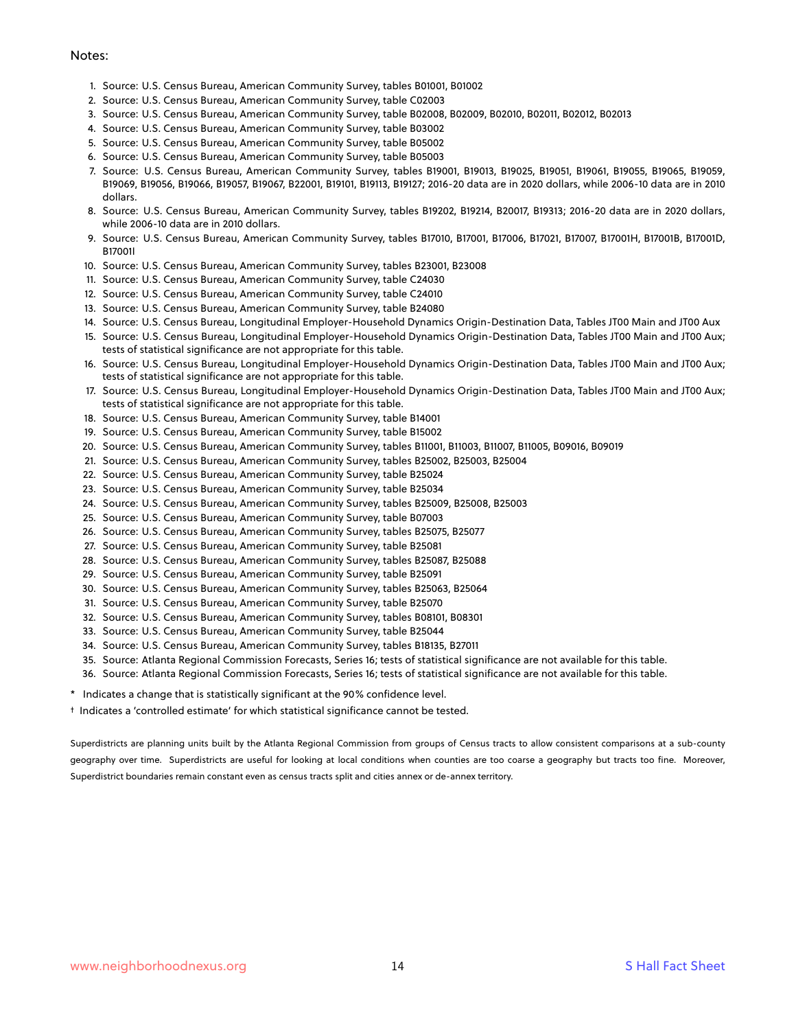Notes:

1. Source: U.S. Census Bureau, American Community Survey, tables B01001, B01002
2. Source: U.S. Census Bureau, American Community Survey, table C02003
3. Source: U.S. Census Bureau, American Community Survey, table B02008, B02009, B02010, B02011, B02012, B02013
4. Source: U.S. Census Bureau, American Community Survey, table B03002
5. Source: U.S. Census Bureau, American Community Survey, table B05002
6. Source: U.S. Census Bureau, American Community Survey, table B05003
7. Source: U.S. Census Bureau, American Community Survey, tables B19001, B19013, B19025, B19051, B19061, B19055, B19065, B19059, B19069, B19056, B19066, B19057, B19067, B22001, B19101, B19113, B19127; 2016-20 data are in 2020 dollars, while 2006-10 data are in 2010 dollars.
8. Source: U.S. Census Bureau, American Community Survey, tables B19202, B19214, B20017, B19313; 2016-20 data are in 2020 dollars, while 2006-10 data are in 2010 dollars.
9. Source: U.S. Census Bureau, American Community Survey, tables B17010, B17001, B17006, B17021, B17007, B17001H, B17001B, B17001D, B17001I
10. Source: U.S. Census Bureau, American Community Survey, tables B23001, B23008
11. Source: U.S. Census Bureau, American Community Survey, table C24030
12. Source: U.S. Census Bureau, American Community Survey, table C24010
13. Source: U.S. Census Bureau, American Community Survey, table B24080
14. Source: U.S. Census Bureau, Longitudinal Employer-Household Dynamics Origin-Destination Data, Tables JT00 Main and JT00 Aux
15. Source: U.S. Census Bureau, Longitudinal Employer-Household Dynamics Origin-Destination Data, Tables JT00 Main and JT00 Aux; tests of statistical significance are not appropriate for this table.
16. Source: U.S. Census Bureau, Longitudinal Employer-Household Dynamics Origin-Destination Data, Tables JT00 Main and JT00 Aux; tests of statistical significance are not appropriate for this table.
17. Source: U.S. Census Bureau, Longitudinal Employer-Household Dynamics Origin-Destination Data, Tables JT00 Main and JT00 Aux; tests of statistical significance are not appropriate for this table.
18. Source: U.S. Census Bureau, American Community Survey, table B14001
19. Source: U.S. Census Bureau, American Community Survey, table B15002
20. Source: U.S. Census Bureau, American Community Survey, tables B11001, B11003, B11007, B11005, B09016, B09019
21. Source: U.S. Census Bureau, American Community Survey, tables B25002, B25003, B25004
22. Source: U.S. Census Bureau, American Community Survey, table B25024
23. Source: U.S. Census Bureau, American Community Survey, table B25034
24. Source: U.S. Census Bureau, American Community Survey, tables B25009, B25008, B25003
25. Source: U.S. Census Bureau, American Community Survey, table B07003
26. Source: U.S. Census Bureau, American Community Survey, tables B25075, B25077
27. Source: U.S. Census Bureau, American Community Survey, table B25081
28. Source: U.S. Census Bureau, American Community Survey, tables B25087, B25088
29. Source: U.S. Census Bureau, American Community Survey, table B25091
30. Source: U.S. Census Bureau, American Community Survey, tables B25063, B25064
31. Source: U.S. Census Bureau, American Community Survey, table B25070
32. Source: U.S. Census Bureau, American Community Survey, tables B08101, B08301
33. Source: U.S. Census Bureau, American Community Survey, table B25044
34. Source: U.S. Census Bureau, American Community Survey, tables B18135, B27011
35. Source: Atlanta Regional Commission Forecasts, Series 16; tests of statistical significance are not available for this table.
36. Source: Atlanta Regional Commission Forecasts, Series 16; tests of statistical significance are not available for this table.

\* Indicates a change that is statistically significant at the 90% confidence level.

† Indicates a 'controlled estimate' for which statistical significance cannot be tested.

Superdistricts are planning units built by the Atlanta Regional Commission from groups of Census tracts to allow consistent comparisons at a sub-county geography over time. Superdistricts are useful for looking at local conditions when counties are too coarse a geography but tracts too fine. Moreover, Superdistrict boundaries remain constant even as census tracts split and cities annex or de-annex territory.